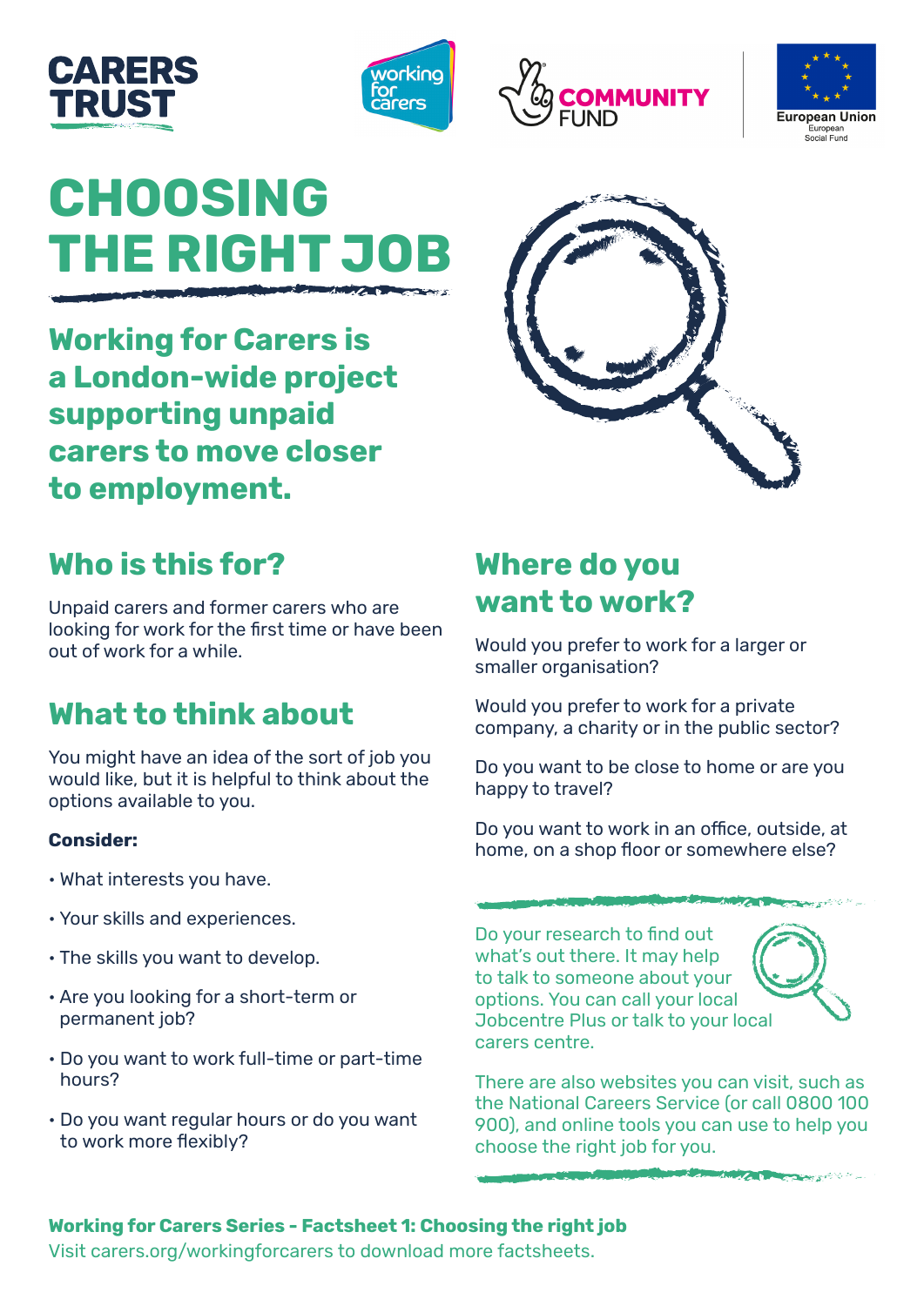CARERS TRUST

working for carers

COMMUNITY FUND

European Union
European Social Fund

# CHOOSING THE RIGHT JOB

**Working for Carers is a London-wide project supporting unpaid carers to move closer to employment.**

## Who is this for?

Unpaid carers and former carers who are looking for work for the first time or have been out of work for a while.

## What to think about

You might have an idea of the sort of job you would like, but it is helpful to think about the options available to you.

**Consider:**

- What interests you have.
- Your skills and experiences.
- The skills you want to develop.
- Are you looking for a short-term or permanent job?
- Do you want to work full-time or part-time hours?
- Do you want regular hours or do you want to work more flexibly?

## Where do you want to work?

Would you prefer to work for a larger or smaller organisation?

Would you prefer to work for a private company, a charity or in the public sector?

Do you want to be close to home or are you happy to travel?

Do you want to work in an office, outside, at home, on a shop floor or somewhere else?

Do your research to find out what's out there. It may help to talk to someone about your options. You can call your local Jobcentre Plus or talk to your local carers centre.

There are also websites you can visit, such as the National Careers Service (or call 0800 100 900), and online tools you can use to help you choose the right job for you.

**Working for Carers Series - Factsheet 1: Choosing the right job**

Visit carers.org/workingforcarers to download more factsheets.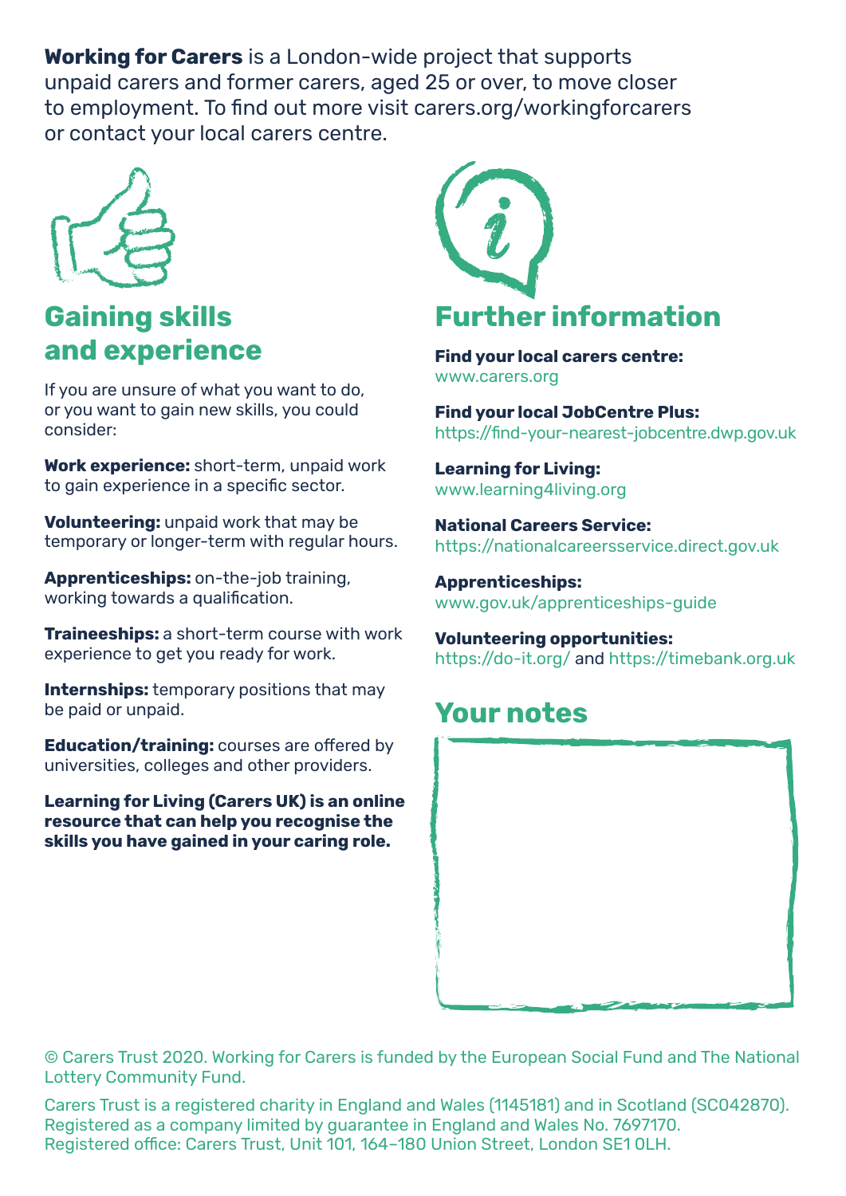**Working for Carers** is a London-wide project that supports unpaid carers and former carers, aged 25 or over, to move closer to employment. To find out more visit carers.org/workingforcarers or contact your local carers centre.

## Gaining skills and experience

If you are unsure of what you want to do, or you want to gain new skills, you could consider:

**Work experience:** short-term, unpaid work to gain experience in a specific sector.

**Volunteering:** unpaid work that may be temporary or longer-term with regular hours.

**Apprenticeships:** on-the-job training, working towards a qualification.

**Traineeships:** a short-term course with work experience to get you ready for work.

**Internships:** temporary positions that may be paid or unpaid.

**Education/training:** courses are offered by universities, colleges and other providers.

**Learning for Living (Carers UK) is an online resource that can help you recognise the skills you have gained in your caring role.**

## Further information

**Find your local carers centre:**
www.carers.org

**Find your local JobCentre Plus:**
https://find-your-nearest-jobcentre.dwp.gov.uk

**Learning for Living:**
www.learning4living.org

**National Careers Service:**
https://nationalcareersservice.direct.gov.uk

**Apprenticeships:**
www.gov.uk/apprenticeships-guide

**Volunteering opportunities:**
https://do-it.org/ and https://timebank.org.uk

## Your notes

© Carers Trust 2020. Working for Carers is funded by the European Social Fund and The National Lottery Community Fund.

Carers Trust is a registered charity in England and Wales (1145181) and in Scotland (SC042870). Registered as a company limited by guarantee in England and Wales No. 7697170. Registered office: Carers Trust, Unit 101, 164–180 Union Street, London SE1 0LH.